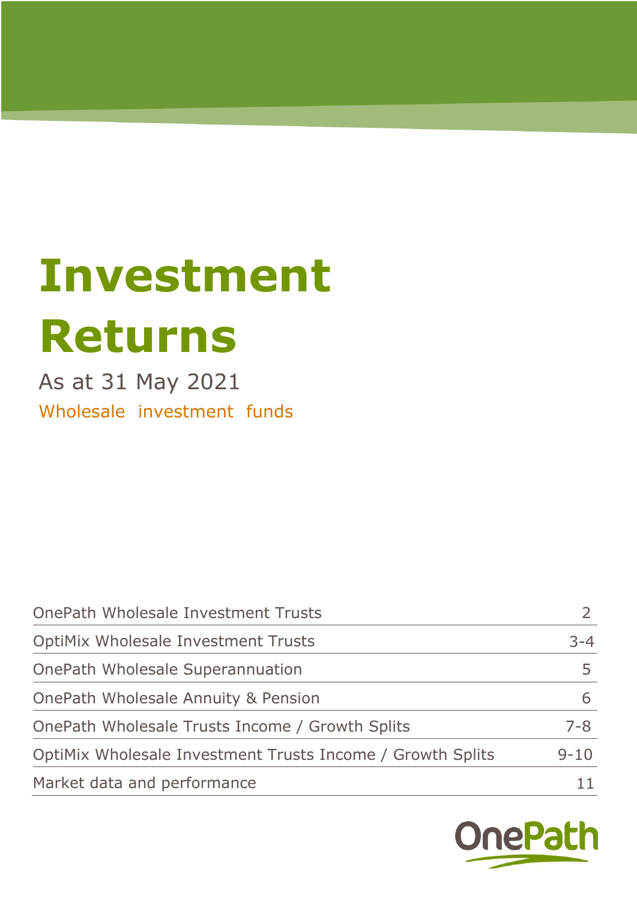# Investment Returns

As at 31 May 2021

Wholesale investment funds

| | |
|---|---|
| OnePath Wholesale Investment Trusts | 2 |
| OptiMix Wholesale Investment Trusts | 3-4 |
| OnePath Wholesale Superannuation | 5 |
| OnePath Wholesale Annuity & Pension | 6 |
| OnePath Wholesale Trusts Income / Growth Splits | 7-8 |
| OptiMix Wholesale Investment Trusts Income / Growth Splits | 9-10 |
| Market data and performance | 11 |

OnePath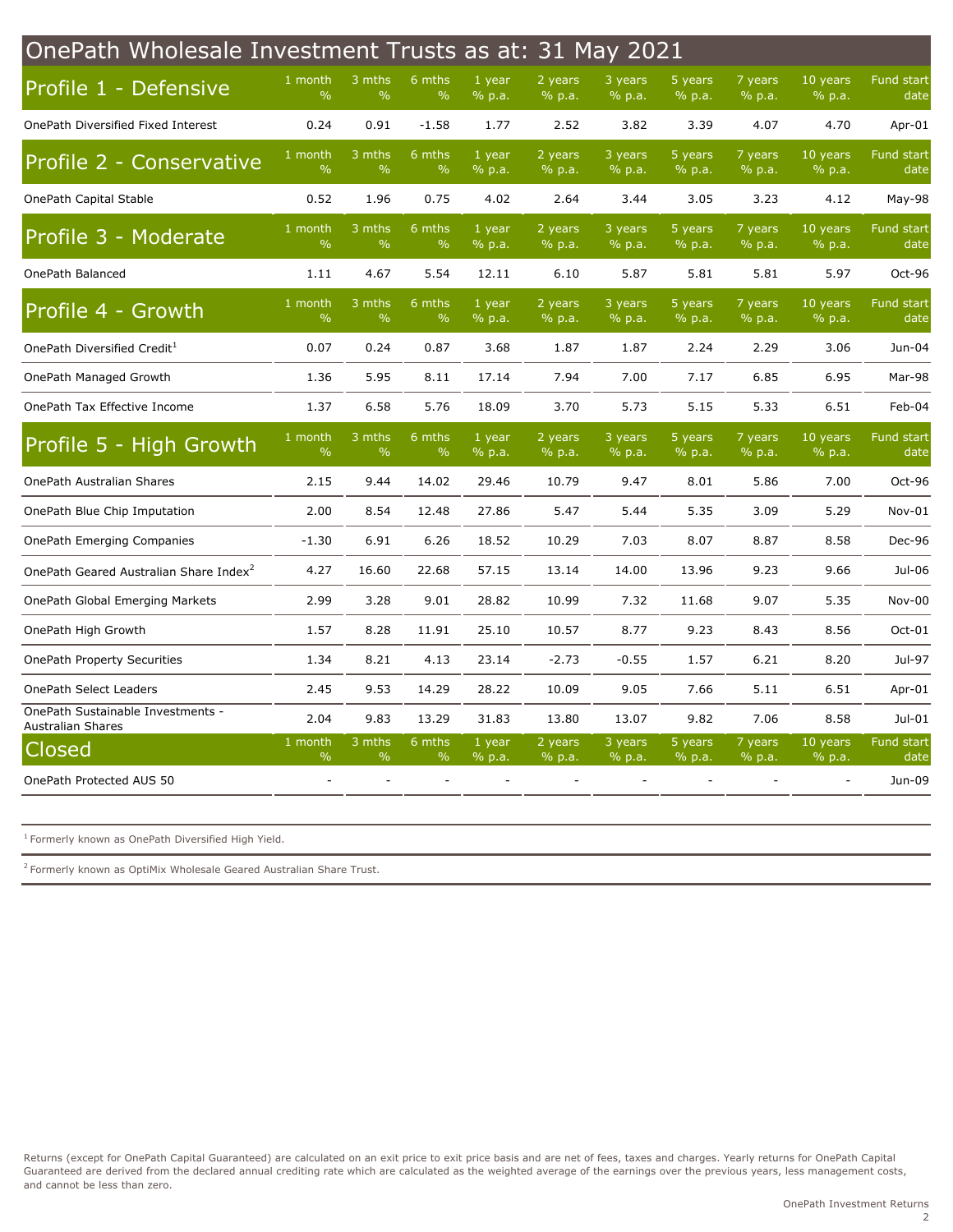# OnePath Wholesale Investment Trusts as at: 31 May 2021

| Profile 1 - Defensive | 1 month % | 3 mths % | 6 mths % | 1 year % p.a. | 2 years % p.a. | 3 years % p.a. | 5 years % p.a. | 7 years % p.a. | 10 years % p.a. | Fund start date |
|---|---|---|---|---|---|---|---|---|---|---|
| OnePath Diversified Fixed Interest | 0.24 | 0.91 | -1.58 | 1.77 | 2.52 | 3.82 | 3.39 | 4.07 | 4.70 | Apr-01 |
| **Profile 2 - Conservative** | **1 month %** | **3 mths %** | **6 mths %** | **1 year % p.a.** | **2 years % p.a.** | **3 years % p.a.** | **5 years % p.a.** | **7 years % p.a.** | **10 years % p.a.** | **Fund start date** |
| OnePath Capital Stable | 0.52 | 1.96 | 0.75 | 4.02 | 2.64 | 3.44 | 3.05 | 3.23 | 4.12 | May-98 |
| **Profile 3 - Moderate** | **1 month %** | **3 mths %** | **6 mths %** | **1 year % p.a.** | **2 years % p.a.** | **3 years % p.a.** | **5 years % p.a.** | **7 years % p.a.** | **10 years % p.a.** | **Fund start date** |
| OnePath Balanced | 1.11 | 4.67 | 5.54 | 12.11 | 6.10 | 5.87 | 5.81 | 5.81 | 5.97 | Oct-96 |
| **Profile 4 - Growth** | **1 month %** | **3 mths %** | **6 mths %** | **1 year % p.a.** | **2 years % p.a.** | **3 years % p.a.** | **5 years % p.a.** | **7 years % p.a.** | **10 years % p.a.** | **Fund start date** |
| OnePath Diversified Credit[1] | 0.07 | 0.24 | 0.87 | 3.68 | 1.87 | 1.87 | 2.24 | 2.29 | 3.06 | Jun-04 |
| OnePath Managed Growth | 1.36 | 5.95 | 8.11 | 17.14 | 7.94 | 7.00 | 7.17 | 6.85 | 6.95 | Mar-98 |
| OnePath Tax Effective Income | 1.37 | 6.58 | 5.76 | 18.09 | 3.70 | 5.73 | 5.15 | 5.33 | 6.51 | Feb-04 |
| **Profile 5 - High Growth** | **1 month %** | **3 mths %** | **6 mths %** | **1 year % p.a.** | **2 years % p.a.** | **3 years % p.a.** | **5 years % p.a.** | **7 years % p.a.** | **10 years % p.a.** | **Fund start date** |
| OnePath Australian Shares | 2.15 | 9.44 | 14.02 | 29.46 | 10.79 | 9.47 | 8.01 | 5.86 | 7.00 | Oct-96 |
| OnePath Blue Chip Imputation | 2.00 | 8.54 | 12.48 | 27.86 | 5.47 | 5.44 | 5.35 | 3.09 | 5.29 | Nov-01 |
| OnePath Emerging Companies | -1.30 | 6.91 | 6.26 | 18.52 | 10.29 | 7.03 | 8.07 | 8.87 | 8.58 | Dec-96 |
| OnePath Geared Australian Share Index[2] | 4.27 | 16.60 | 22.68 | 57.15 | 13.14 | 14.00 | 13.96 | 9.23 | 9.66 | Jul-06 |
| OnePath Global Emerging Markets | 2.99 | 3.28 | 9.01 | 28.82 | 10.99 | 7.32 | 11.68 | 9.07 | 5.35 | Nov-00 |
| OnePath High Growth | 1.57 | 8.28 | 11.91 | 25.10 | 10.57 | 8.77 | 9.23 | 8.43 | 8.56 | Oct-01 |
| OnePath Property Securities | 1.34 | 8.21 | 4.13 | 23.14 | -2.73 | -0.55 | 1.57 | 6.21 | 8.20 | Jul-97 |
| OnePath Select Leaders | 2.45 | 9.53 | 14.29 | 28.22 | 10.09 | 9.05 | 7.66 | 5.11 | 6.51 | Apr-01 |
| OnePath Sustainable Investments - Australian Shares | 2.04 | 9.83 | 13.29 | 31.83 | 13.80 | 13.07 | 9.82 | 7.06 | 8.58 | Jul-01 |
| **Closed** | **1 month %** | **3 mths %** | **6 mths %** | **1 year % p.a.** | **2 years % p.a.** | **3 years % p.a.** | **5 years % p.a.** | **7 years % p.a.** | **10 years % p.a.** | **Fund start date** |
| OnePath Protected AUS 50 | - | - | - | - | - | - | - | - | - | Jun-09 |

[1] Formerly known as OnePath Diversified High Yield.

[2] Formerly known as OptiMix Wholesale Geared Australian Share Trust.

Returns (except for OnePath Capital Guaranteed) are calculated on an exit price to exit price basis and are net of fees, taxes and charges. Yearly returns for OnePath Capital Guaranteed are derived from the declared annual crediting rate which are calculated as the weighted average of the earnings over the previous years, less management costs, and cannot be less than zero.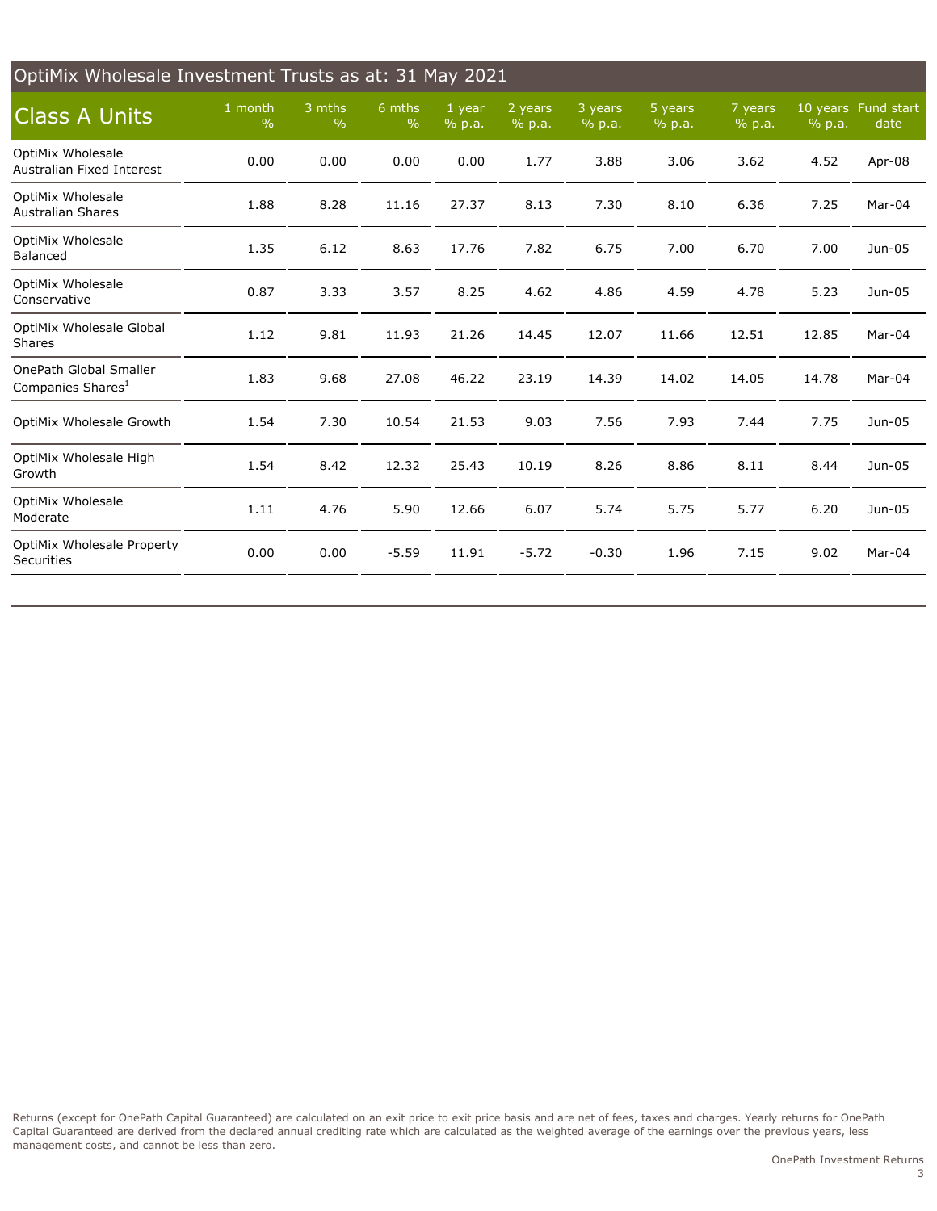## OptiMix Wholesale Investment Trusts as at: 31 May 2021

| Class A Units | 1 month % | 3 mths % | 6 mths % | 1 year % p.a. | 2 years % p.a. | 3 years % p.a. | 5 years % p.a. | 7 years % p.a. | 10 years % p.a. | Fund start date |
|---|---|---|---|---|---|---|---|---|---|---|
| OptiMix Wholesale Australian Fixed Interest | 0.00 | 0.00 | 0.00 | 0.00 | 1.77 | 3.88 | 3.06 | 3.62 | 4.52 | Apr-08 |
| OptiMix Wholesale Australian Shares | 1.88 | 8.28 | 11.16 | 27.37 | 8.13 | 7.30 | 8.10 | 6.36 | 7.25 | Mar-04 |
| OptiMix Wholesale Balanced | 1.35 | 6.12 | 8.63 | 17.76 | 7.82 | 6.75 | 7.00 | 6.70 | 7.00 | Jun-05 |
| OptiMix Wholesale Conservative | 0.87 | 3.33 | 3.57 | 8.25 | 4.62 | 4.86 | 4.59 | 4.78 | 5.23 | Jun-05 |
| OptiMix Wholesale Global Shares | 1.12 | 9.81 | 11.93 | 21.26 | 14.45 | 12.07 | 11.66 | 12.51 | 12.85 | Mar-04 |
| OnePath Global Smaller Companies Shares[1] | 1.83 | 9.68 | 27.08 | 46.22 | 23.19 | 14.39 | 14.02 | 14.05 | 14.78 | Mar-04 |
| OptiMix Wholesale Growth | 1.54 | 7.30 | 10.54 | 21.53 | 9.03 | 7.56 | 7.93 | 7.44 | 7.75 | Jun-05 |
| OptiMix Wholesale High Growth | 1.54 | 8.42 | 12.32 | 25.43 | 10.19 | 8.26 | 8.86 | 8.11 | 8.44 | Jun-05 |
| OptiMix Wholesale Moderate | 1.11 | 4.76 | 5.90 | 12.66 | 6.07 | 5.74 | 5.75 | 5.77 | 6.20 | Jun-05 |
| OptiMix Wholesale Property Securities | 0.00 | 0.00 | -5.59 | 11.91 | -5.72 | -0.30 | 1.96 | 7.15 | 9.02 | Mar-04 |

Returns (except for OnePath Capital Guaranteed) are calculated on an exit price to exit price basis and are net of fees, taxes and charges. Yearly returns for OnePath Capital Guaranteed are derived from the declared annual crediting rate which are calculated as the weighted average of the earnings over the previous years, less management costs, and cannot be less than zero.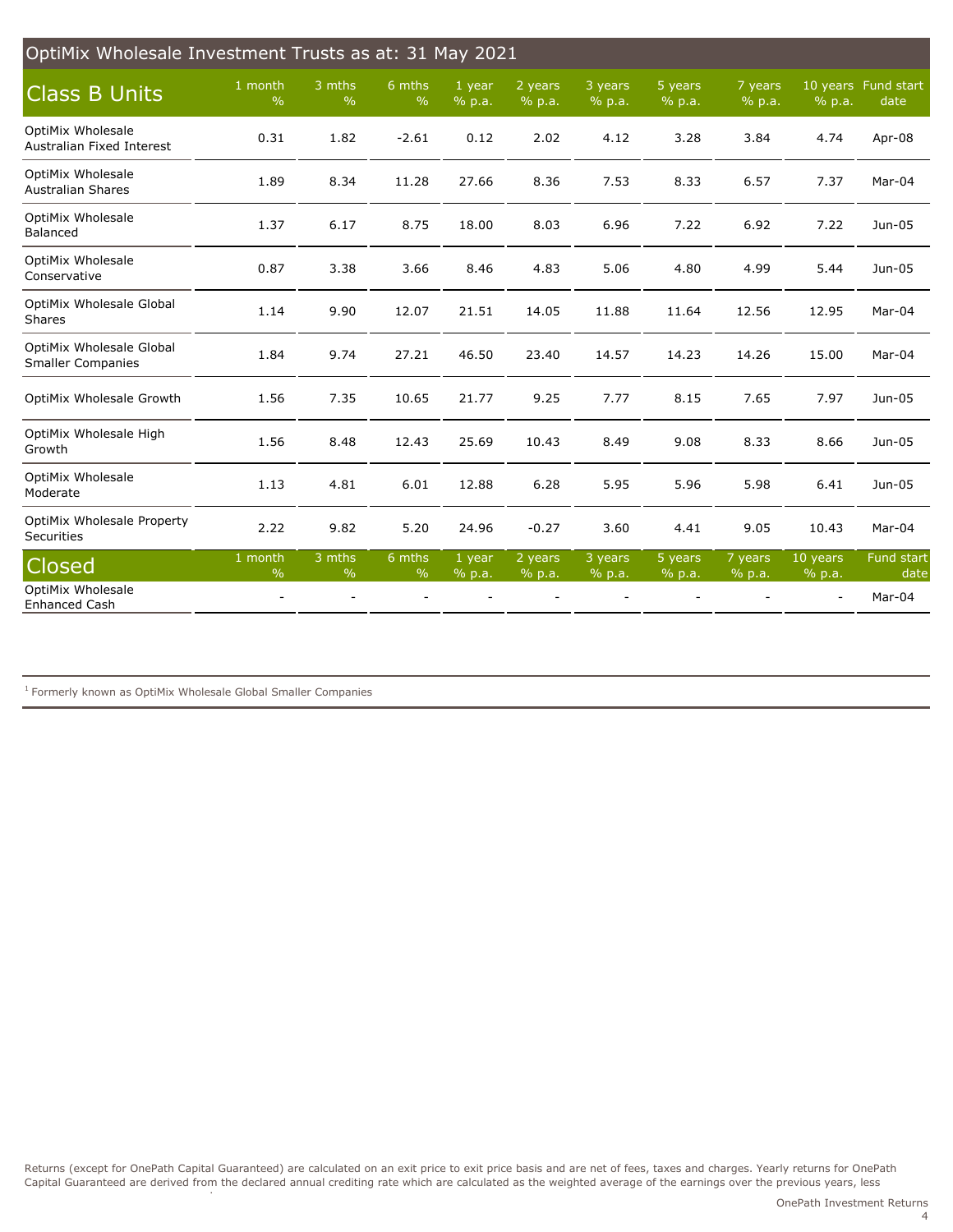## OptiMix Wholesale Investment Trusts as at: 31 May 2021

| Class B Units | 1 month % | 3 mths % | 6 mths % | 1 year % p.a. | 2 years % p.a. | 3 years % p.a. | 5 years % p.a. | 7 years % p.a. | 10 years % p.a. | Fund start date |
|---|---|---|---|---|---|---|---|---|---|---|
| OptiMix Wholesale Australian Fixed Interest | 0.31 | 1.82 | -2.61 | 0.12 | 2.02 | 4.12 | 3.28 | 3.84 | 4.74 | Apr-08 |
| OptiMix Wholesale Australian Shares | 1.89 | 8.34 | 11.28 | 27.66 | 8.36 | 7.53 | 8.33 | 6.57 | 7.37 | Mar-04 |
| OptiMix Wholesale Balanced | 1.37 | 6.17 | 8.75 | 18.00 | 8.03 | 6.96 | 7.22 | 6.92 | 7.22 | Jun-05 |
| OptiMix Wholesale Conservative | 0.87 | 3.38 | 3.66 | 8.46 | 4.83 | 5.06 | 4.80 | 4.99 | 5.44 | Jun-05 |
| OptiMix Wholesale Global Shares | 1.14 | 9.90 | 12.07 | 21.51 | 14.05 | 11.88 | 11.64 | 12.56 | 12.95 | Mar-04 |
| OptiMix Wholesale Global Smaller Companies | 1.84 | 9.74 | 27.21 | 46.50 | 23.40 | 14.57 | 14.23 | 14.26 | 15.00 | Mar-04 |
| OptiMix Wholesale Growth | 1.56 | 7.35 | 10.65 | 21.77 | 9.25 | 7.77 | 8.15 | 7.65 | 7.97 | Jun-05 |
| OptiMix Wholesale High Growth | 1.56 | 8.48 | 12.43 | 25.69 | 10.43 | 8.49 | 9.08 | 8.33 | 8.66 | Jun-05 |
| OptiMix Wholesale Moderate | 1.13 | 4.81 | 6.01 | 12.88 | 6.28 | 5.95 | 5.96 | 5.98 | 6.41 | Jun-05 |
| OptiMix Wholesale Property Securities | 2.22 | 9.82 | 5.20 | 24.96 | -0.27 | 3.60 | 4.41 | 9.05 | 10.43 | Mar-04 |

| Closed | 1 month % | 3 mths % | 6 mths % | 1 year % p.a. | 2 years % p.a. | 3 years % p.a. | 5 years % p.a. | 7 years % p.a. | 10 years % p.a. | Fund start date |
|---|---|---|---|---|---|---|---|---|---|---|
| OptiMix Wholesale Enhanced Cash | - | - | - | - | - | - | - | - | - | Mar-04 |

[1] Formerly known as OptiMix Wholesale Global Smaller Companies

Returns (except for OnePath Capital Guaranteed) are calculated on an exit price to exit price basis and are net of fees, taxes and charges. Yearly returns for OnePath Capital Guaranteed are derived from the declared annual crediting rate which are calculated as the weighted average of the earnings over the previous years, less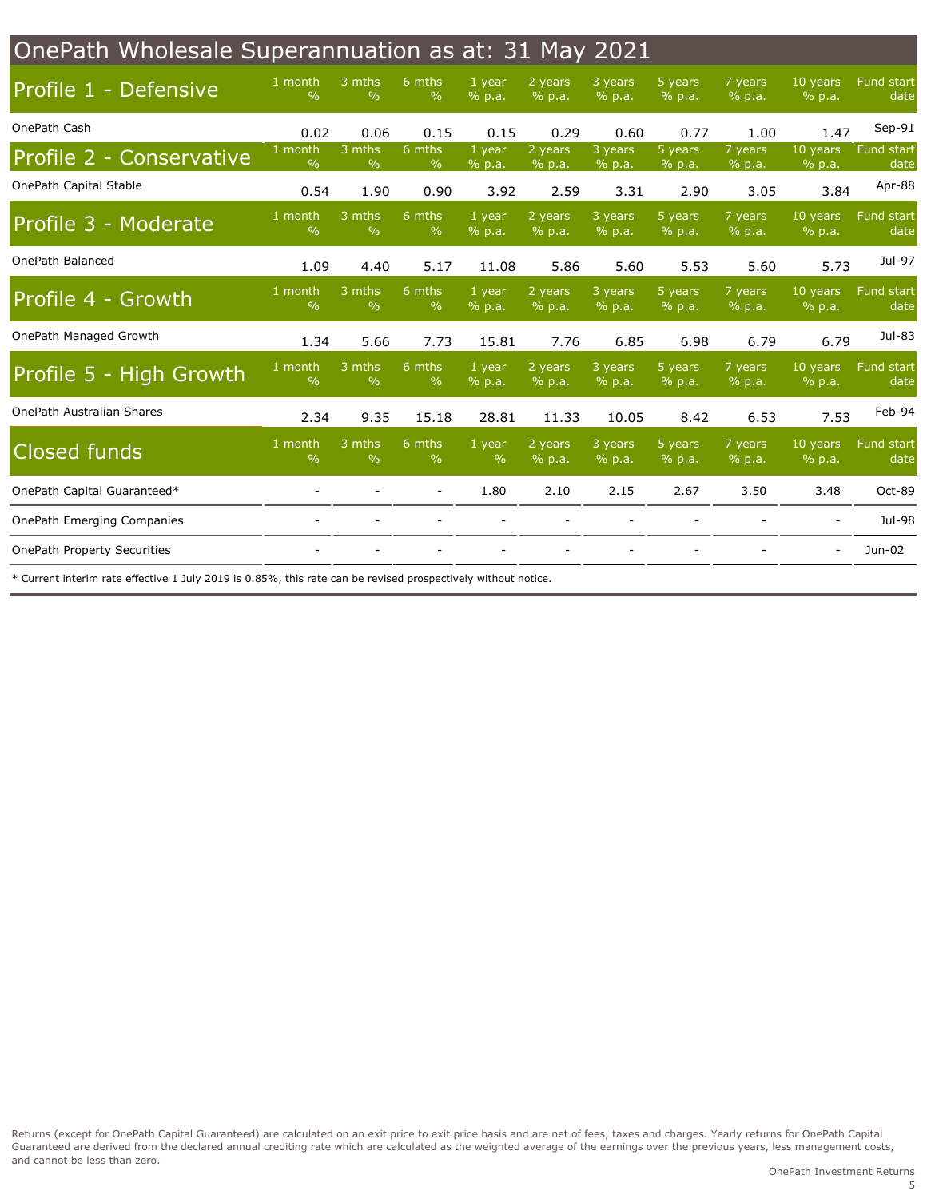# OnePath Wholesale Superannuation as at: 31 May 2021

## Profile 1 - Defensive

| | 1 month % | 3 mths % | 6 mths % | 1 year % p.a. | 2 years % p.a. | 3 years % p.a. | 5 years % p.a. | 7 years % p.a. | 10 years % p.a. | Fund start date |
|---|---|---|---|---|---|---|---|---|---|---|
| OnePath Cash | 0.02 | 0.06 | 0.15 | 0.15 | 0.29 | 0.60 | 0.77 | 1.00 | 1.47 | Sep-91 |

## Profile 2 - Conservative

| | 1 month % | 3 mths % | 6 mths % | 1 year % p.a. | 2 years % p.a. | 3 years % p.a. | 5 years % p.a. | 7 years % p.a. | 10 years % p.a. | Fund start date |
|---|---|---|---|---|---|---|---|---|---|---|
| OnePath Capital Stable | 0.54 | 1.90 | 0.90 | 3.92 | 2.59 | 3.31 | 2.90 | 3.05 | 3.84 | Apr-88 |

## Profile 3 - Moderate

| | 1 month % | 3 mths % | 6 mths % | 1 year % p.a. | 2 years % p.a. | 3 years % p.a. | 5 years % p.a. | 7 years % p.a. | 10 years % p.a. | Fund start date |
|---|---|---|---|---|---|---|---|---|---|---|
| OnePath Balanced | 1.09 | 4.40 | 5.17 | 11.08 | 5.86 | 5.60 | 5.53 | 5.60 | 5.73 | Jul-97 |

## Profile 4 - Growth

| | 1 month % | 3 mths % | 6 mths % | 1 year % p.a. | 2 years % p.a. | 3 years % p.a. | 5 years % p.a. | 7 years % p.a. | 10 years % p.a. | Fund start date |
|---|---|---|---|---|---|---|---|---|---|---|
| OnePath Managed Growth | 1.34 | 5.66 | 7.73 | 15.81 | 7.76 | 6.85 | 6.98 | 6.79 | 6.79 | Jul-83 |

## Profile 5 - High Growth

| | 1 month % | 3 mths % | 6 mths % | 1 year % p.a. | 2 years % p.a. | 3 years % p.a. | 5 years % p.a. | 7 years % p.a. | 10 years % p.a. | Fund start date |
|---|---|---|---|---|---|---|---|---|---|---|
| OnePath Australian Shares | 2.34 | 9.35 | 15.18 | 28.81 | 11.33 | 10.05 | 8.42 | 6.53 | 7.53 | Feb-94 |

## Closed funds

| | 1 month % | 3 mths % | 6 mths % | 1 year % | 2 years % p.a. | 3 years % p.a. | 5 years % p.a. | 7 years % p.a. | 10 years % p.a. | Fund start date |
|---|---|---|---|---|---|---|---|---|---|---|
| OnePath Capital Guaranteed* | - | - | - | 1.80 | 2.10 | 2.15 | 2.67 | 3.50 | 3.48 | Oct-89 |
| OnePath Emerging Companies | - | - | - | - | - | - | - | - | - | Jul-98 |
| OnePath Property Securities | - | - | - | - | - | - | - | - | - | Jun-02 |

* Current interim rate effective 1 July 2019 is 0.85%, this rate can be revised prospectively without notice.

Returns (except for OnePath Capital Guaranteed) are calculated on an exit price to exit price basis and are net of fees, taxes and charges. Yearly returns for OnePath Capital Guaranteed are derived from the declared annual crediting rate which are calculated as the weighted average of the earnings over the previous years, less management costs, and cannot be less than zero.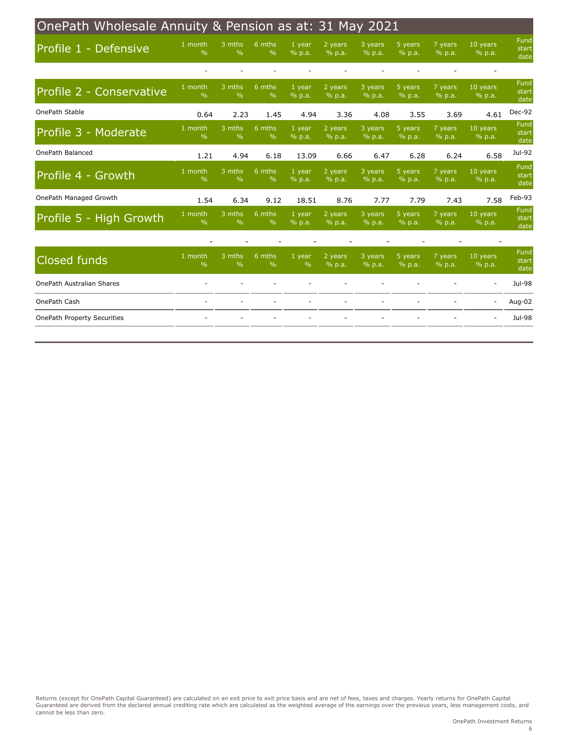# OnePath Wholesale Annuity & Pension as at: 31 May 2021

| Profile 1 - Defensive | 1 month % | 3 mths % | 6 mths % | 1 year % p.a. | 2 years % p.a. | 3 years % p.a. | 5 years % p.a. | 7 years % p.a. | 10 years % p.a. | Fund start date |
|---|---|---|---|---|---|---|---|---|---|---|
| | - | - | - | - | - | - | - | - | - | |

| Profile 2 - Conservative | 1 month % | 3 mths % | 6 mths % | 1 year % p.a. | 2 years % p.a. | 3 years % p.a. | 5 years % p.a. | 7 years % p.a. | 10 years % p.a. | Fund start date |
|---|---|---|---|---|---|---|---|---|---|---|
| OnePath Stable | 0.64 | 2.23 | 1.45 | 4.94 | 3.36 | 4.08 | 3.55 | 3.69 | 4.61 | Dec-92 |

| Profile 3 - Moderate | 1 month % | 3 mths % | 6 mths % | 1 year % p.a. | 2 years % p.a. | 3 years % p.a. | 5 years % p.a. | 7 years % p.a. | 10 years % p.a. | Fund start date |
|---|---|---|---|---|---|---|---|---|---|---|
| OnePath Balanced | 1.21 | 4.94 | 6.18 | 13.09 | 6.66 | 6.47 | 6.28 | 6.24 | 6.58 | Jul-92 |

| Profile 4 - Growth | 1 month % | 3 mths % | 6 mths % | 1 year % p.a. | 2 years % p.a. | 3 years % p.a. | 5 years % p.a. | 7 years % p.a. | 10 years % p.a. | Fund start date |
|---|---|---|---|---|---|---|---|---|---|---|
| OnePath Managed Growth | 1.54 | 6.34 | 9.12 | 18.51 | 8.76 | 7.77 | 7.79 | 7.43 | 7.58 | Feb-93 |

| Profile 5 - High Growth | 1 month % | 3 mths % | 6 mths % | 1 year % p.a. | 2 years % p.a. | 3 years % p.a. | 5 years % p.a. | 7 years % p.a. | 10 years % p.a. | Fund start date |
|---|---|---|---|---|---|---|---|---|---|---|
| | - | - | - | - | - | - | - | - | - | |

| Closed funds | 1 month % | 3 mths % | 6 mths % | 1 year % | 2 years % p.a. | 3 years % p.a. | 5 years % p.a. | 7 years % p.a. | 10 years % p.a. | Fund start date |
|---|---|---|---|---|---|---|---|---|---|---|
| OnePath Australian Shares | - | - | - | - | - | - | - | - | - | Jul-98 |
| OnePath Cash | - | - | - | - | - | - | - | - | - | Aug-02 |
| OnePath Property Securities | - | - | - | - | - | - | - | - | - | Jul-98 |

Returns (except for OnePath Capital Guaranteed) are calculated on an exit price to exit price basis and are net of fees, taxes and charges. Yearly returns for OnePath Capital Guaranteed are derived from the declared annual crediting rate which are calculated as the weighted average of the earnings over the previous years, less management costs, and cannot be less than zero.

OnePath Investment Returns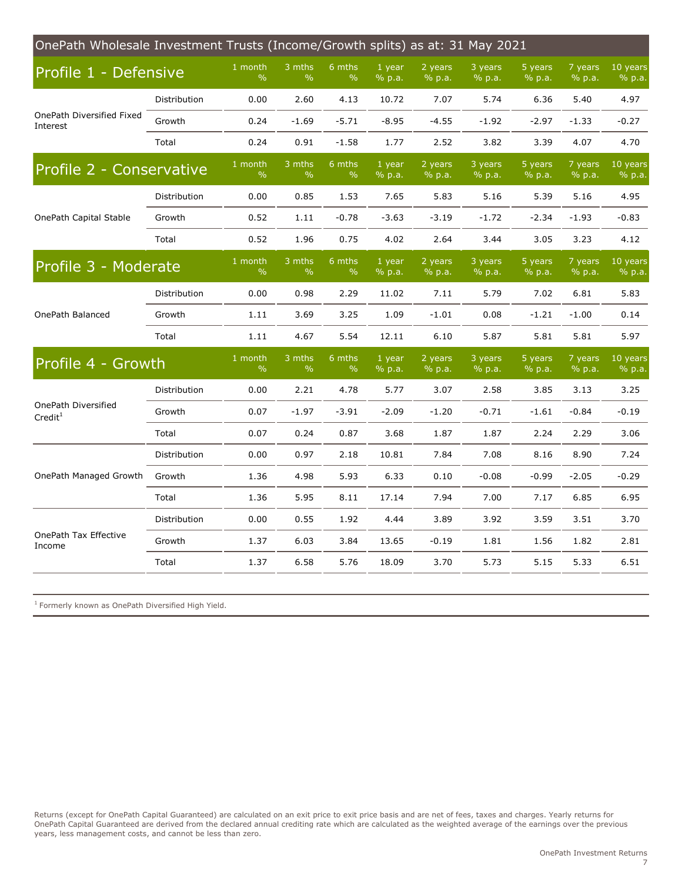## OnePath Wholesale Investment Trusts (Income/Growth splits) as at: 31 May 2021

| Profile 1 - Defensive | | 1 month % | 3 mths % | 6 mths % | 1 year % p.a. | 2 years % p.a. | 3 years % p.a. | 5 years % p.a. | 7 years % p.a. | 10 years % p.a. |
|---|---|---|---|---|---|---|---|---|---|---|
| OnePath Diversified Fixed Interest | Distribution | 0.00 | 2.60 | 4.13 | 10.72 | 7.07 | 5.74 | 6.36 | 5.40 | 4.97 |
| | Growth | 0.24 | -1.69 | -5.71 | -8.95 | -4.55 | -1.92 | -2.97 | -1.33 | -0.27 |
| | Total | 0.24 | 0.91 | -1.58 | 1.77 | 2.52 | 3.82 | 3.39 | 4.07 | 4.70 |

| Profile 2 - Conservative | | 1 month % | 3 mths % | 6 mths % | 1 year % p.a. | 2 years % p.a. | 3 years % p.a. | 5 years % p.a. | 7 years % p.a. | 10 years % p.a. |
|---|---|---|---|---|---|---|---|---|---|---|
| OnePath Capital Stable | Distribution | 0.00 | 0.85 | 1.53 | 7.65 | 5.83 | 5.16 | 5.39 | 5.16 | 4.95 |
| | Growth | 0.52 | 1.11 | -0.78 | -3.63 | -3.19 | -1.72 | -2.34 | -1.93 | -0.83 |
| | Total | 0.52 | 1.96 | 0.75 | 4.02 | 2.64 | 3.44 | 3.05 | 3.23 | 4.12 |

| Profile 3 - Moderate | | 1 month % | 3 mths % | 6 mths % | 1 year % p.a. | 2 years % p.a. | 3 years % p.a. | 5 years % p.a. | 7 years % p.a. | 10 years % p.a. |
|---|---|---|---|---|---|---|---|---|---|---|
| OnePath Balanced | Distribution | 0.00 | 0.98 | 2.29 | 11.02 | 7.11 | 5.79 | 7.02 | 6.81 | 5.83 |
| | Growth | 1.11 | 3.69 | 3.25 | 1.09 | -1.01 | 0.08 | -1.21 | -1.00 | 0.14 |
| | Total | 1.11 | 4.67 | 5.54 | 12.11 | 6.10 | 5.87 | 5.81 | 5.81 | 5.97 |

| Profile 4 - Growth | | 1 month % | 3 mths % | 6 mths % | 1 year % p.a. | 2 years % p.a. | 3 years % p.a. | 5 years % p.a. | 7 years % p.a. | 10 years % p.a. |
|---|---|---|---|---|---|---|---|---|---|---|
| OnePath Diversified Credit[1] | Distribution | 0.00 | 2.21 | 4.78 | 5.77 | 3.07 | 2.58 | 3.85 | 3.13 | 3.25 |
| | Growth | 0.07 | -1.97 | -3.91 | -2.09 | -1.20 | -0.71 | -1.61 | -0.84 | -0.19 |
| | Total | 0.07 | 0.24 | 0.87 | 3.68 | 1.87 | 1.87 | 2.24 | 2.29 | 3.06 |
| OnePath Managed Growth | Distribution | 0.00 | 0.97 | 2.18 | 10.81 | 7.84 | 7.08 | 8.16 | 8.90 | 7.24 |
| | Growth | 1.36 | 4.98 | 5.93 | 6.33 | 0.10 | -0.08 | -0.99 | -2.05 | -0.29 |
| | Total | 1.36 | 5.95 | 8.11 | 17.14 | 7.94 | 7.00 | 7.17 | 6.85 | 6.95 |
| OnePath Tax Effective Income | Distribution | 0.00 | 0.55 | 1.92 | 4.44 | 3.89 | 3.92 | 3.59 | 3.51 | 3.70 |
| | Growth | 1.37 | 6.03 | 3.84 | 13.65 | -0.19 | 1.81 | 1.56 | 1.82 | 2.81 |
| | Total | 1.37 | 6.58 | 5.76 | 18.09 | 3.70 | 5.73 | 5.15 | 5.33 | 6.51 |

[1] Formerly known as OnePath Diversified High Yield.

Returns (except for OnePath Capital Guaranteed) are calculated on an exit price to exit price basis and are net of fees, taxes and charges. Yearly returns for OnePath Capital Guaranteed are derived from the declared annual crediting rate which are calculated as the weighted average of the earnings over the previous years, less management costs, and cannot be less than zero.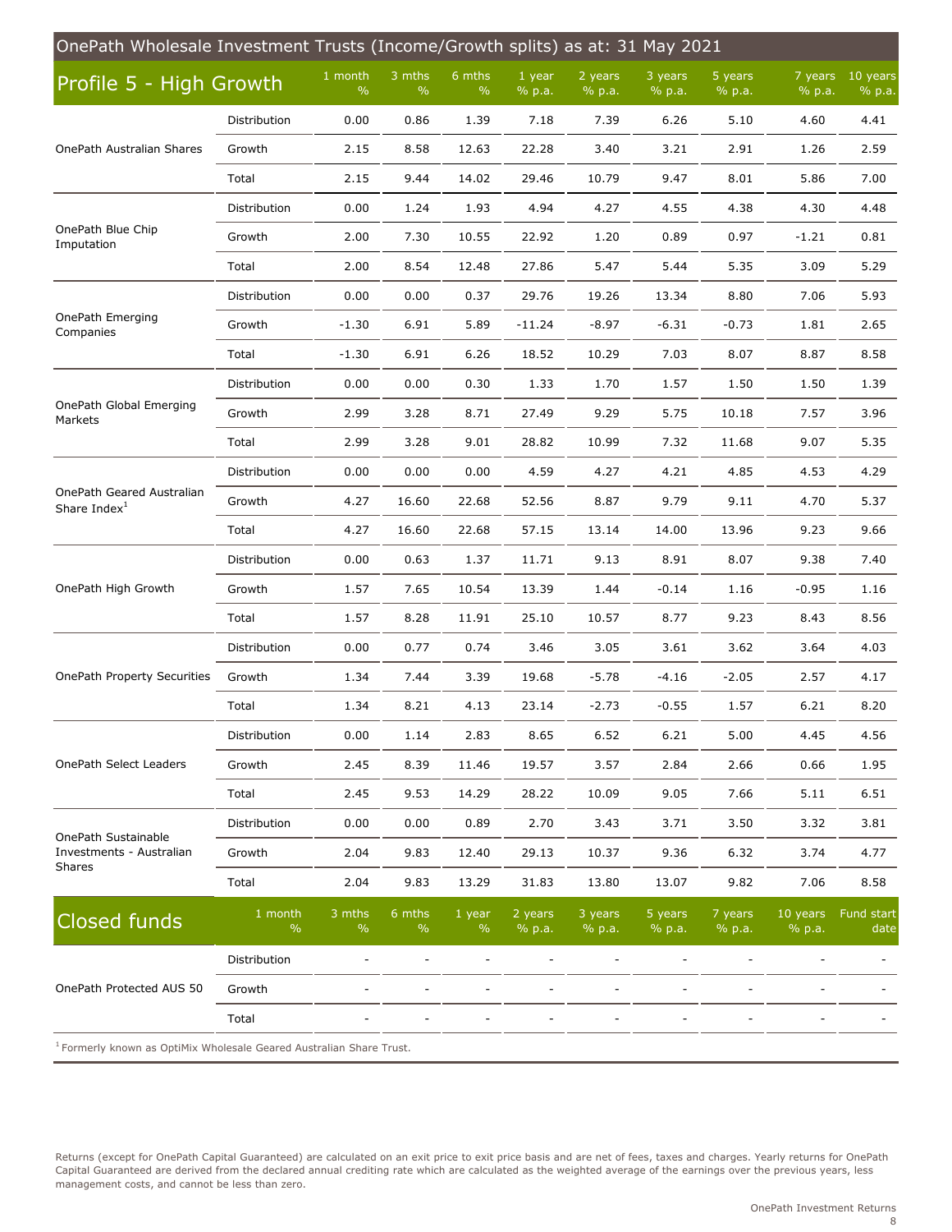# OnePath Wholesale Investment Trusts (Income/Growth splits) as at: 31 May 2021

## Profile 5 - High Growth

| Profile 5 - High Growth | | 1 month % | 3 mths % | 6 mths % | 1 year % p.a. | 2 years % p.a. | 3 years % p.a. | 5 years % p.a. | 7 years % p.a. | 10 years % p.a. |
|---|---|---|---|---|---|---|---|---|---|---|
| OnePath Australian Shares | Distribution | 0.00 | 0.86 | 1.39 | 7.18 | 7.39 | 6.26 | 5.10 | 4.60 | 4.41 |
| | Growth | 2.15 | 8.58 | 12.63 | 22.28 | 3.40 | 3.21 | 2.91 | 1.26 | 2.59 |
| | Total | 2.15 | 9.44 | 14.02 | 29.46 | 10.79 | 9.47 | 8.01 | 5.86 | 7.00 |
| OnePath Blue Chip Imputation | Distribution | 0.00 | 1.24 | 1.93 | 4.94 | 4.27 | 4.55 | 4.38 | 4.30 | 4.48 |
| | Growth | 2.00 | 7.30 | 10.55 | 22.92 | 1.20 | 0.89 | 0.97 | -1.21 | 0.81 |
| | Total | 2.00 | 8.54 | 12.48 | 27.86 | 5.47 | 5.44 | 5.35 | 3.09 | 5.29 |
| OnePath Emerging Companies | Distribution | 0.00 | 0.00 | 0.37 | 29.76 | 19.26 | 13.34 | 8.80 | 7.06 | 5.93 |
| | Growth | -1.30 | 6.91 | 5.89 | -11.24 | -8.97 | -6.31 | -0.73 | 1.81 | 2.65 |
| | Total | -1.30 | 6.91 | 6.26 | 18.52 | 10.29 | 7.03 | 8.07 | 8.87 | 8.58 |
| OnePath Global Emerging Markets | Distribution | 0.00 | 0.00 | 0.30 | 1.33 | 1.70 | 1.57 | 1.50 | 1.50 | 1.39 |
| | Growth | 2.99 | 3.28 | 8.71 | 27.49 | 9.29 | 5.75 | 10.18 | 7.57 | 3.96 |
| | Total | 2.99 | 3.28 | 9.01 | 28.82 | 10.99 | 7.32 | 11.68 | 9.07 | 5.35 |
| OnePath Geared Australian Share Index[1] | Distribution | 0.00 | 0.00 | 0.00 | 4.59 | 4.27 | 4.21 | 4.85 | 4.53 | 4.29 |
| | Growth | 4.27 | 16.60 | 22.68 | 52.56 | 8.87 | 9.79 | 9.11 | 4.70 | 5.37 |
| | Total | 4.27 | 16.60 | 22.68 | 57.15 | 13.14 | 14.00 | 13.96 | 9.23 | 9.66 |
| OnePath High Growth | Distribution | 0.00 | 0.63 | 1.37 | 11.71 | 9.13 | 8.91 | 8.07 | 9.38 | 7.40 |
| | Growth | 1.57 | 7.65 | 10.54 | 13.39 | 1.44 | -0.14 | 1.16 | -0.95 | 1.16 |
| | Total | 1.57 | 8.28 | 11.91 | 25.10 | 10.57 | 8.77 | 9.23 | 8.43 | 8.56 |
| OnePath Property Securities | Distribution | 0.00 | 0.77 | 0.74 | 3.46 | 3.05 | 3.61 | 3.62 | 3.64 | 4.03 |
| | Growth | 1.34 | 7.44 | 3.39 | 19.68 | -5.78 | -4.16 | -2.05 | 2.57 | 4.17 |
| | Total | 1.34 | 8.21 | 4.13 | 23.14 | -2.73 | -0.55 | 1.57 | 6.21 | 8.20 |
| OnePath Select Leaders | Distribution | 0.00 | 1.14 | 2.83 | 8.65 | 6.52 | 6.21 | 5.00 | 4.45 | 4.56 |
| | Growth | 2.45 | 8.39 | 11.46 | 19.57 | 3.57 | 2.84 | 2.66 | 0.66 | 1.95 |
| | Total | 2.45 | 9.53 | 14.29 | 28.22 | 10.09 | 9.05 | 7.66 | 5.11 | 6.51 |
| OnePath Sustainable Investments - Australian Shares | Distribution | 0.00 | 0.00 | 0.89 | 2.70 | 3.43 | 3.71 | 3.50 | 3.32 | 3.81 |
| | Growth | 2.04 | 9.83 | 12.40 | 29.13 | 10.37 | 9.36 | 6.32 | 3.74 | 4.77 |
| | Total | 2.04 | 9.83 | 13.29 | 31.83 | 13.80 | 13.07 | 9.82 | 7.06 | 8.58 |

## Closed funds

| Closed funds | | 1 month % | 3 mths % | 6 mths % | 1 year % | 2 years % p.a. | 3 years % p.a. | 5 years % p.a. | 7 years % p.a. | 10 years % p.a. | Fund start date |
|---|---|---|---|---|---|---|---|---|---|---|---|
| OnePath Protected AUS 50 | Distribution | - | - | - | - | - | - | - | - | - | - |
| | Growth | - | - | - | - | - | - | - | - | - | - |
| | Total | - | - | - | - | - | - | - | - | - | - |

[1] Formerly known as OptiMix Wholesale Geared Australian Share Trust.

Returns (except for OnePath Capital Guaranteed) are calculated on an exit price to exit price basis and are net of fees, taxes and charges. Yearly returns for OnePath Capital Guaranteed are derived from the declared annual crediting rate which are calculated as the weighted average of the earnings over the previous years, less management costs, and cannot be less than zero.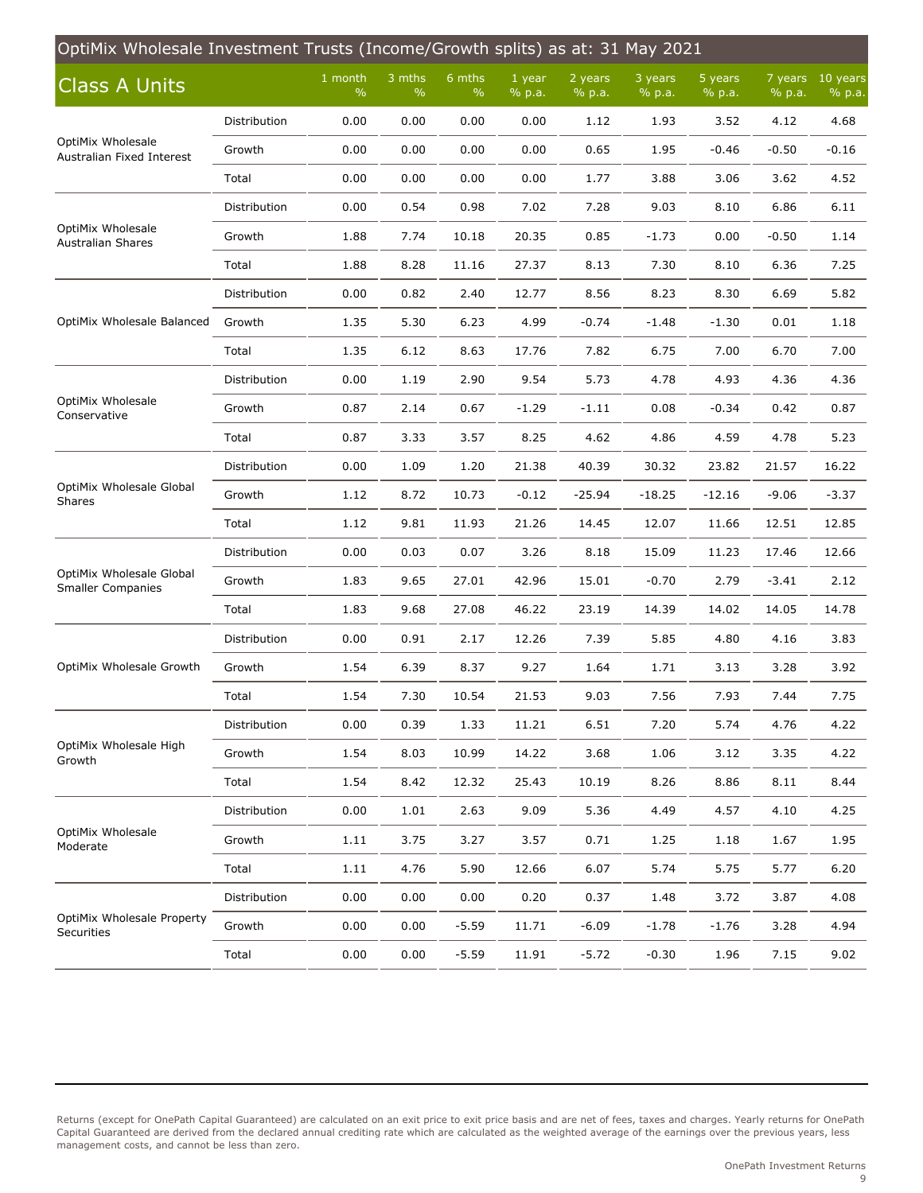## OptiMix Wholesale Investment Trusts (Income/Growth splits) as at: 31 May 2021

| Class A Units | | 1 month % | 3 mths % | 6 mths % | 1 year % p.a. | 2 years % p.a. | 3 years % p.a. | 5 years % p.a. | 7 years % p.a. | 10 years % p.a. |
|---|---|---|---|---|---|---|---|---|---|---|
| OptiMix Wholesale Australian Fixed Interest | Distribution | 0.00 | 0.00 | 0.00 | 0.00 | 1.12 | 1.93 | 3.52 | 4.12 | 4.68 |
| | Growth | 0.00 | 0.00 | 0.00 | 0.00 | 0.65 | 1.95 | -0.46 | -0.50 | -0.16 |
| | Total | 0.00 | 0.00 | 0.00 | 0.00 | 1.77 | 3.88 | 3.06 | 3.62 | 4.52 |
| OptiMix Wholesale Australian Shares | Distribution | 0.00 | 0.54 | 0.98 | 7.02 | 7.28 | 9.03 | 8.10 | 6.86 | 6.11 |
| | Growth | 1.88 | 7.74 | 10.18 | 20.35 | 0.85 | -1.73 | 0.00 | -0.50 | 1.14 |
| | Total | 1.88 | 8.28 | 11.16 | 27.37 | 8.13 | 7.30 | 8.10 | 6.36 | 7.25 |
| OptiMix Wholesale Balanced | Distribution | 0.00 | 0.82 | 2.40 | 12.77 | 8.56 | 8.23 | 8.30 | 6.69 | 5.82 |
| | Growth | 1.35 | 5.30 | 6.23 | 4.99 | -0.74 | -1.48 | -1.30 | 0.01 | 1.18 |
| | Total | 1.35 | 6.12 | 8.63 | 17.76 | 7.82 | 6.75 | 7.00 | 6.70 | 7.00 |
| OptiMix Wholesale Conservative | Distribution | 0.00 | 1.19 | 2.90 | 9.54 | 5.73 | 4.78 | 4.93 | 4.36 | 4.36 |
| | Growth | 0.87 | 2.14 | 0.67 | -1.29 | -1.11 | 0.08 | -0.34 | 0.42 | 0.87 |
| | Total | 0.87 | 3.33 | 3.57 | 8.25 | 4.62 | 4.86 | 4.59 | 4.78 | 5.23 |
| OptiMix Wholesale Global Shares | Distribution | 0.00 | 1.09 | 1.20 | 21.38 | 40.39 | 30.32 | 23.82 | 21.57 | 16.22 |
| | Growth | 1.12 | 8.72 | 10.73 | -0.12 | -25.94 | -18.25 | -12.16 | -9.06 | -3.37 |
| | Total | 1.12 | 9.81 | 11.93 | 21.26 | 14.45 | 12.07 | 11.66 | 12.51 | 12.85 |
| OptiMix Wholesale Global Smaller Companies | Distribution | 0.00 | 0.03 | 0.07 | 3.26 | 8.18 | 15.09 | 11.23 | 17.46 | 12.66 |
| | Growth | 1.83 | 9.65 | 27.01 | 42.96 | 15.01 | -0.70 | 2.79 | -3.41 | 2.12 |
| | Total | 1.83 | 9.68 | 27.08 | 46.22 | 23.19 | 14.39 | 14.02 | 14.05 | 14.78 |
| OptiMix Wholesale Growth | Distribution | 0.00 | 0.91 | 2.17 | 12.26 | 7.39 | 5.85 | 4.80 | 4.16 | 3.83 |
| | Growth | 1.54 | 6.39 | 8.37 | 9.27 | 1.64 | 1.71 | 3.13 | 3.28 | 3.92 |
| | Total | 1.54 | 7.30 | 10.54 | 21.53 | 9.03 | 7.56 | 7.93 | 7.44 | 7.75 |
| OptiMix Wholesale High Growth | Distribution | 0.00 | 0.39 | 1.33 | 11.21 | 6.51 | 7.20 | 5.74 | 4.76 | 4.22 |
| | Growth | 1.54 | 8.03 | 10.99 | 14.22 | 3.68 | 1.06 | 3.12 | 3.35 | 4.22 |
| | Total | 1.54 | 8.42 | 12.32 | 25.43 | 10.19 | 8.26 | 8.86 | 8.11 | 8.44 |
| OptiMix Wholesale Moderate | Distribution | 0.00 | 1.01 | 2.63 | 9.09 | 5.36 | 4.49 | 4.57 | 4.10 | 4.25 |
| | Growth | 1.11 | 3.75 | 3.27 | 3.57 | 0.71 | 1.25 | 1.18 | 1.67 | 1.95 |
| | Total | 1.11 | 4.76 | 5.90 | 12.66 | 6.07 | 5.74 | 5.75 | 5.77 | 6.20 |
| OptiMix Wholesale Property Securities | Distribution | 0.00 | 0.00 | 0.00 | 0.20 | 0.37 | 1.48 | 3.72 | 3.87 | 4.08 |
| | Growth | 0.00 | 0.00 | -5.59 | 11.71 | -6.09 | -1.78 | -1.76 | 3.28 | 4.94 |
| | Total | 0.00 | 0.00 | -5.59 | 11.91 | -5.72 | -0.30 | 1.96 | 7.15 | 9.02 |

Returns (except for OnePath Capital Guaranteed) are calculated on an exit price to exit price basis and are net of fees, taxes and charges. Yearly returns for OnePath Capital Guaranteed are derived from the declared annual crediting rate which are calculated as the weighted average of the earnings over the previous years, less management costs, and cannot be less than zero.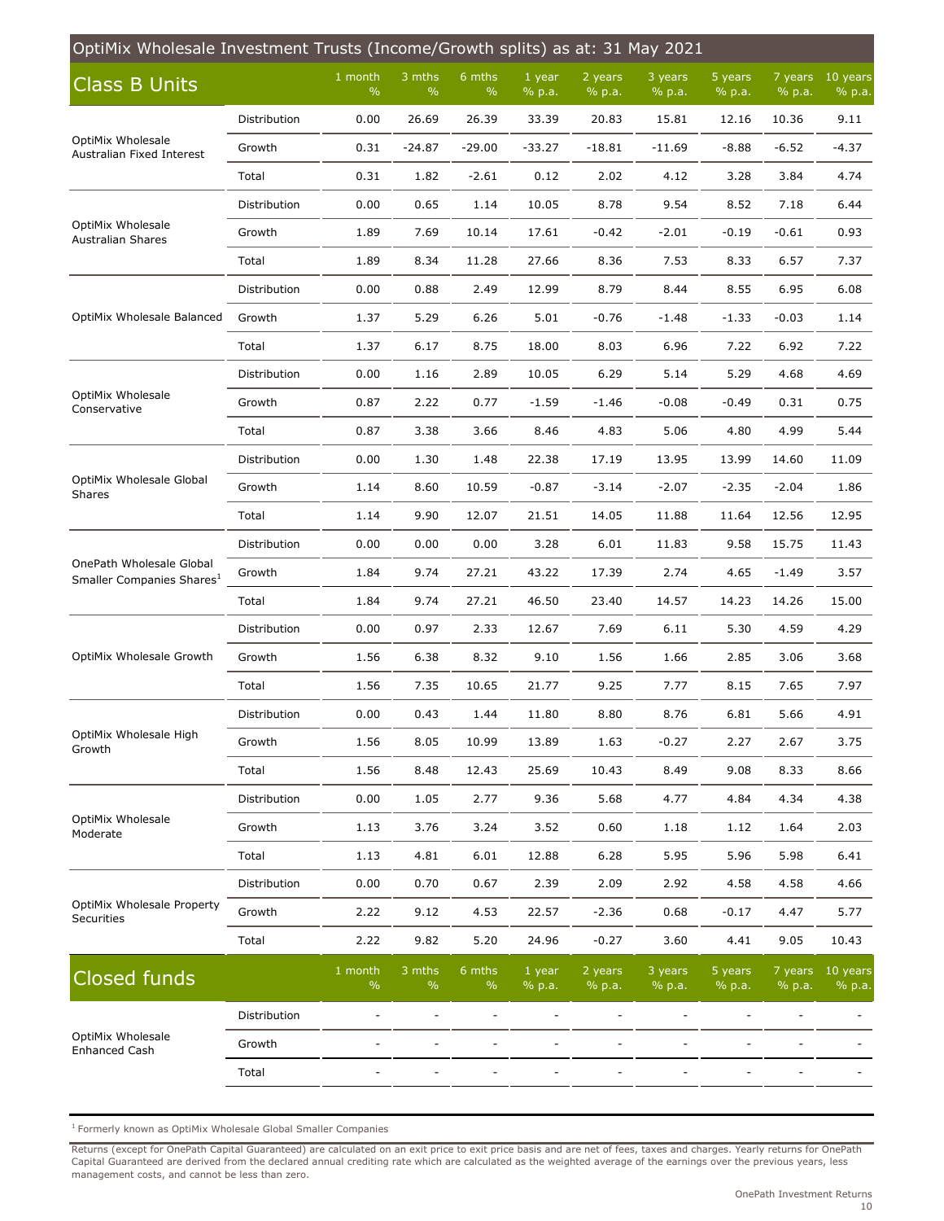## OptiMix Wholesale Investment Trusts (Income/Growth splits) as at: 31 May 2021

| Class B Units | | 1 month % | 3 mths % | 6 mths % | 1 year % p.a. | 2 years % p.a. | 3 years % p.a. | 5 years % p.a. | 7 years % p.a. | 10 years % p.a. |
|---|---|---|---|---|---|---|---|---|---|---|
| OptiMix Wholesale Australian Fixed Interest | Distribution | 0.00 | 26.69 | 26.39 | 33.39 | 20.83 | 15.81 | 12.16 | 10.36 | 9.11 |
| | Growth | 0.31 | -24.87 | -29.00 | -33.27 | -18.81 | -11.69 | -8.88 | -6.52 | -4.37 |
| | Total | 0.31 | 1.82 | -2.61 | 0.12 | 2.02 | 4.12 | 3.28 | 3.84 | 4.74 |
| OptiMix Wholesale Australian Shares | Distribution | 0.00 | 0.65 | 1.14 | 10.05 | 8.78 | 9.54 | 8.52 | 7.18 | 6.44 |
| | Growth | 1.89 | 7.69 | 10.14 | 17.61 | -0.42 | -2.01 | -0.19 | -0.61 | 0.93 |
| | Total | 1.89 | 8.34 | 11.28 | 27.66 | 8.36 | 7.53 | 8.33 | 6.57 | 7.37 |
| OptiMix Wholesale Balanced | Distribution | 0.00 | 0.88 | 2.49 | 12.99 | 8.79 | 8.44 | 8.55 | 6.95 | 6.08 |
| | Growth | 1.37 | 5.29 | 6.26 | 5.01 | -0.76 | -1.48 | -1.33 | -0.03 | 1.14 |
| | Total | 1.37 | 6.17 | 8.75 | 18.00 | 8.03 | 6.96 | 7.22 | 6.92 | 7.22 |
| OptiMix Wholesale Conservative | Distribution | 0.00 | 1.16 | 2.89 | 10.05 | 6.29 | 5.14 | 5.29 | 4.68 | 4.69 |
| | Growth | 0.87 | 2.22 | 0.77 | -1.59 | -1.46 | -0.08 | -0.49 | 0.31 | 0.75 |
| | Total | 0.87 | 3.38 | 3.66 | 8.46 | 4.83 | 5.06 | 4.80 | 4.99 | 5.44 |
| OptiMix Wholesale Global Shares | Distribution | 0.00 | 1.30 | 1.48 | 22.38 | 17.19 | 13.95 | 13.99 | 14.60 | 11.09 |
| | Growth | 1.14 | 8.60 | 10.59 | -0.87 | -3.14 | -2.07 | -2.35 | -2.04 | 1.86 |
| | Total | 1.14 | 9.90 | 12.07 | 21.51 | 14.05 | 11.88 | 11.64 | 12.56 | 12.95 |
| OnePath Wholesale Global Smaller Companies Shares[1] | Distribution | 0.00 | 0.00 | 0.00 | 3.28 | 6.01 | 11.83 | 9.58 | 15.75 | 11.43 |
| | Growth | 1.84 | 9.74 | 27.21 | 43.22 | 17.39 | 2.74 | 4.65 | -1.49 | 3.57 |
| | Total | 1.84 | 9.74 | 27.21 | 46.50 | 23.40 | 14.57 | 14.23 | 14.26 | 15.00 |
| OptiMix Wholesale Growth | Distribution | 0.00 | 0.97 | 2.33 | 12.67 | 7.69 | 6.11 | 5.30 | 4.59 | 4.29 |
| | Growth | 1.56 | 6.38 | 8.32 | 9.10 | 1.56 | 1.66 | 2.85 | 3.06 | 3.68 |
| | Total | 1.56 | 7.35 | 10.65 | 21.77 | 9.25 | 7.77 | 8.15 | 7.65 | 7.97 |
| OptiMix Wholesale High Growth | Distribution | 0.00 | 0.43 | 1.44 | 11.80 | 8.80 | 8.76 | 6.81 | 5.66 | 4.91 |
| | Growth | 1.56 | 8.05 | 10.99 | 13.89 | 1.63 | -0.27 | 2.27 | 2.67 | 3.75 |
| | Total | 1.56 | 8.48 | 12.43 | 25.69 | 10.43 | 8.49 | 9.08 | 8.33 | 8.66 |
| OptiMix Wholesale Moderate | Distribution | 0.00 | 1.05 | 2.77 | 9.36 | 5.68 | 4.77 | 4.84 | 4.34 | 4.38 |
| | Growth | 1.13 | 3.76 | 3.24 | 3.52 | 0.60 | 1.18 | 1.12 | 1.64 | 2.03 |
| | Total | 1.13 | 4.81 | 6.01 | 12.88 | 6.28 | 5.95 | 5.96 | 5.98 | 6.41 |
| OptiMix Wholesale Property Securities | Distribution | 0.00 | 0.70 | 0.67 | 2.39 | 2.09 | 2.92 | 4.58 | 4.58 | 4.66 |
| | Growth | 2.22 | 9.12 | 4.53 | 22.57 | -2.36 | 0.68 | -0.17 | 4.47 | 5.77 |
| | Total | 2.22 | 9.82 | 5.20 | 24.96 | -0.27 | 3.60 | 4.41 | 9.05 | 10.43 |

| Closed funds | | 1 month % | 3 mths % | 6 mths % | 1 year % p.a. | 2 years % p.a. | 3 years % p.a. | 5 years % p.a. | 7 years % p.a. | 10 years % p.a. |
|---|---|---|---|---|---|---|---|---|---|---|
| OptiMix Wholesale Enhanced Cash | Distribution | - | - | - | - | - | - | - | - | - |
| | Growth | - | - | - | - | - | - | - | - | - |
| | Total | - | - | - | - | - | - | - | - | - |

[1] Formerly known as OptiMix Wholesale Global Smaller Companies

Returns (except for OnePath Capital Guaranteed) are calculated on an exit price to exit price basis and are net of fees, taxes and charges. Yearly returns for OnePath Capital Guaranteed are derived from the declared annual crediting rate which are calculated as the weighted average of the earnings over the previous years, less management costs, and cannot be less than zero.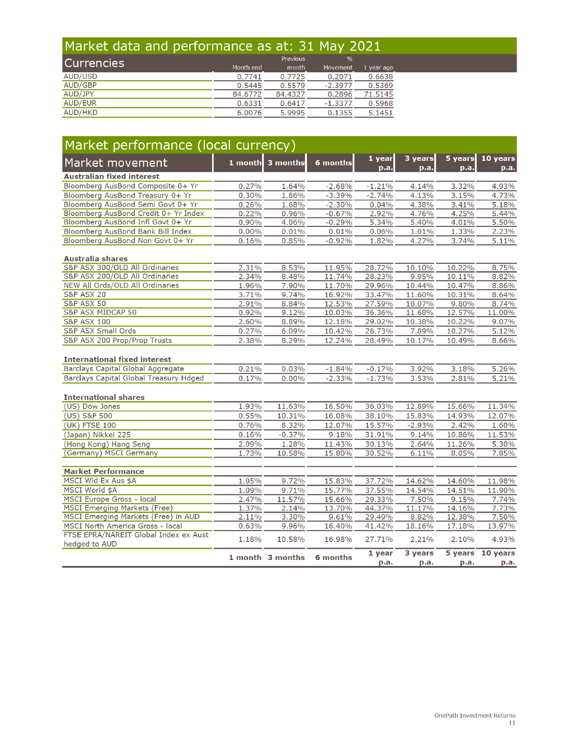# Market data and performance as at: 31 May 2021

## Currencies

| Currencies | Month end | Previous month | % Movement | 1 year ago |
|---|---|---|---|---|
| AUD/USD | 0.7741 | 0.7725 | 0.2071 | 0.6638 |
| AUD/GBP | 0.5445 | 0.5579 | -2.3977 | 0.5369 |
| AUD/JPY | 84.6772 | 84.4327 | 0.2896 | 71.5145 |
| AUD/EUR | 0.6331 | 0.6417 | -1.3377 | 0.5968 |
| AUD/HKD | 6.0076 | 5.9995 | 0.1355 | 5.1451 |

# Market performance (local currency)

| Market movement | 1 month | 3 months | 6 months | 1 year p.a. | 3 years p.a. | 5 years p.a. | 10 years p.a. |
|---|---|---|---|---|---|---|---|
| **Australian fixed interest** | | | | | | | |
| Bloomberg AusBond Composite 0+ Yr | 0.27% | 1.64% | -2.68% | -1.21% | 4.14% | 3.32% | 4.93% |
| Bloomberg AusBond Treasury 0+ Yr | 0.30% | 1.86% | -3.39% | -2.74% | 4.13% | 3.15% | 4.73% |
| Bloomberg AusBond Semi Govt 0+ Yr | 0.26% | 1.68% | -2.30% | 0.04% | 4.38% | 3.41% | 5.18% |
| Bloomberg AusBond Credit 0+ Yr Index | 0.22% | 0.96% | -0.67% | 2.92% | 4.76% | 4.25% | 5.44% |
| Bloomberg AusBond Infl Govt 0+ Yr | 0.90% | 4.06% | -0.29% | 5.34% | 5.40% | 4.01% | 5.50% |
| Bloomberg AusBond Bank Bill Index | 0.00% | 0.01% | 0.01% | 0.06% | 1.01% | 1.33% | 2.23% |
| Bloomberg AusBond Non Govt 0+ Yr | 0.16% | 0.85% | -0.92% | 1.82% | 4.27% | 3.74% | 5.11% |
| **Australia shares** | | | | | | | |
| S&P ASX 300/OLD All Ordinaries | 2.31% | 8.53% | 11.95% | 28.72% | 10.10% | 10.22% | 8.75% |
| S&P ASX 200/OLD All Ordinaries | 2.34% | 8.48% | 11.74% | 28.23% | 9.95% | 10.11% | 8.82% |
| NEW All Ords/OLD All Ordinaries | 1.96% | 7.90% | 11.70% | 29.96% | 10.44% | 10.47% | 8.86% |
| S&P ASX 20 | 3.71% | 9.74% | 16.92% | 33.47% | 11.60% | 10.31% | 8.64% |
| S&P ASX 50 | 2.91% | 8.84% | 12.53% | 27.59% | 10.07% | 9.80% | 8.74% |
| S&P ASX MIDCAP 50 | 0.92% | 9.12% | 10.03% | 36.36% | 11.68% | 12.57% | 11.00% |
| S&P ASX 100 | 2.60% | 8.89% | 12.18% | 29.02% | 10.38% | 10.22% | 9.07% |
| S&P ASX Small Ords | 0.27% | 6.09% | 10.42% | 26.73% | 7.89% | 10.27% | 5.12% |
| S&P ASX 200 Prop/Prop Trusts | 2.38% | 8.29% | 12.24% | 28.49% | 10.17% | 10.49% | 8.66% |
| **International fixed interest** | | | | | | | |
| Barclays Capital Global Aggregate | 0.21% | 0.03% | -1.84% | -0.17% | 3.92% | 3.18% | 5.26% |
| Barclays Capital Global Treasury Hdged | 0.17% | 0.00% | -2.33% | -1.73% | 3.53% | 2.81% | 5.21% |
| **International shares** | | | | | | | |
| (US) Dow Jones | 1.93% | 11.63% | 16.50% | 36.03% | 12.89% | 15.66% | 11.34% |
| (US) S&P 500 | 0.55% | 10.31% | 16.08% | 38.10% | 15.83% | 14.93% | 12.07% |
| (UK) FTSE 100 | 0.76% | 8.32% | 12.07% | 15.57% | -2.93% | 2.42% | 1.60% |
| (Japan) Nikkei 225 | 0.16% | -0.37% | 9.18% | 31.91% | 9.14% | 10.86% | 11.53% |
| (Hong Kong) Hang Seng | 2.09% | 1.28% | 11.43% | 30.13% | 2.64% | 11.26% | 5.30% |
| (Germany) MSCI Germany | 1.73% | 10.58% | 15.80% | 30.52% | 6.11% | 8.05% | 7.85% |
| **Market Performance** | | | | | | | |
| MSCI Wld Ex Aus $A | 1.05% | 9.72% | 15.83% | 37.72% | 14.62% | 14.60% | 11.98% |
| MSCI World $A | 1.09% | 9.71% | 15.77% | 37.55% | 14.54% | 14.51% | 11.90% |
| MSCI Europe Gross - local | 2.47% | 11.57% | 15.66% | 29.33% | 7.50% | 9.15% | 7.74% |
| MSCI Emerging Markets (Free) | 1.37% | 2.14% | 13.70% | 44.37% | 11.17% | 14.16% | 7.73% |
| MSCI Emerging Markets (Free) in AUD | 2.11% | 3.30% | 9.61% | 29.49% | 8.82% | 12.38% | 7.50% |
| MSCI North America Gross - local | 0.63% | 9.96% | 16.40% | 41.42% | 18.16% | 17.18% | 13.97% |
| FTSE EPRA/NAREIT Global Index ex Aust hedged to AUD | 1.18% | 10.58% | 16.98% | 27.71% | 2.21% | 2.10% | 4.93% |
| | 1 month | 3 months | 6 months | 1 year p.a. | 3 years p.a. | 5 years p.a. | 10 years p.a. |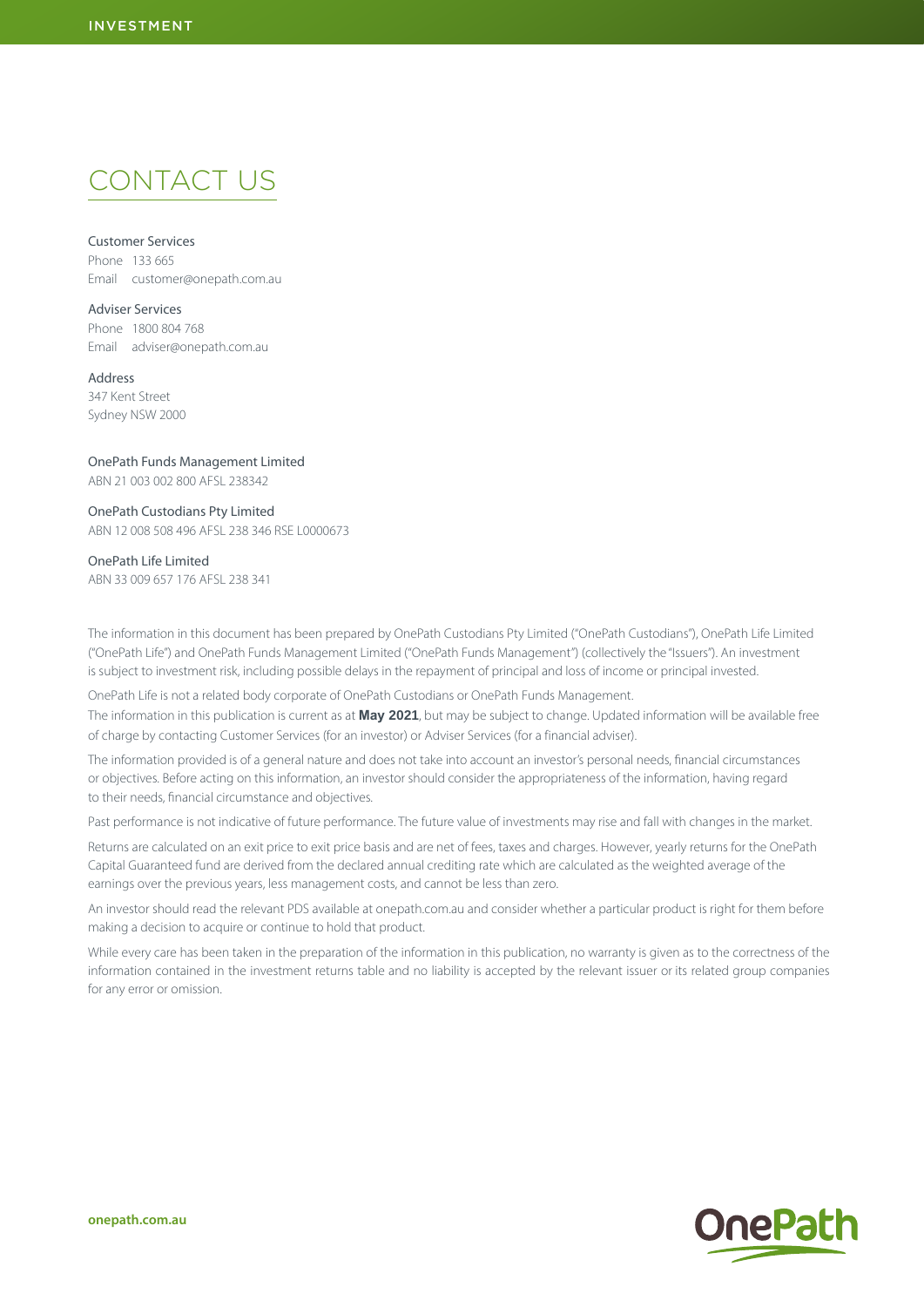# CONTACT US

**Customer Services**
Phone 133 665
Email customer@onepath.com.au

**Adviser Services**
Phone 1800 804 768
Email adviser@onepath.com.au

**Address**
347 Kent Street
Sydney NSW 2000

**OnePath Funds Management Limited**
ABN 21 003 002 800 AFSL 238342

**OnePath Custodians Pty Limited**
ABN 12 008 508 496 AFSL 238 346 RSE L0000673

**OnePath Life Limited**
ABN 33 009 657 176 AFSL 238 341

The information in this document has been prepared by OnePath Custodians Pty Limited ("OnePath Custodians"), OnePath Life Limited ("OnePath Life") and OnePath Funds Management Limited ("OnePath Funds Management") (collectively the "Issuers"). An investment is subject to investment risk, including possible delays in the repayment of principal and loss of income or principal invested.

OnePath Life is not a related body corporate of OnePath Custodians or OnePath Funds Management.

The information in this publication is current as at **May 2021**, but may be subject to change. Updated information will be available free of charge by contacting Customer Services (for an investor) or Adviser Services (for a financial adviser).

The information provided is of a general nature and does not take into account an investor's personal needs, financial circumstances or objectives. Before acting on this information, an investor should consider the appropriateness of the information, having regard to their needs, financial circumstance and objectives.

Past performance is not indicative of future performance. The future value of investments may rise and fall with changes in the market.

Returns are calculated on an exit price to exit price basis and are net of fees, taxes and charges. However, yearly returns for the OnePath Capital Guaranteed fund are derived from the declared annual crediting rate which are calculated as the weighted average of the earnings over the previous years, less management costs, and cannot be less than zero.

An investor should read the relevant PDS available at onepath.com.au and consider whether a particular product is right for them before making a decision to acquire or continue to hold that product.

While every care has been taken in the preparation of the information in this publication, no warranty is given as to the correctness of the information contained in the investment returns table and no liability is accepted by the relevant issuer or its related group companies for any error or omission.

onepath.com.au

OnePath